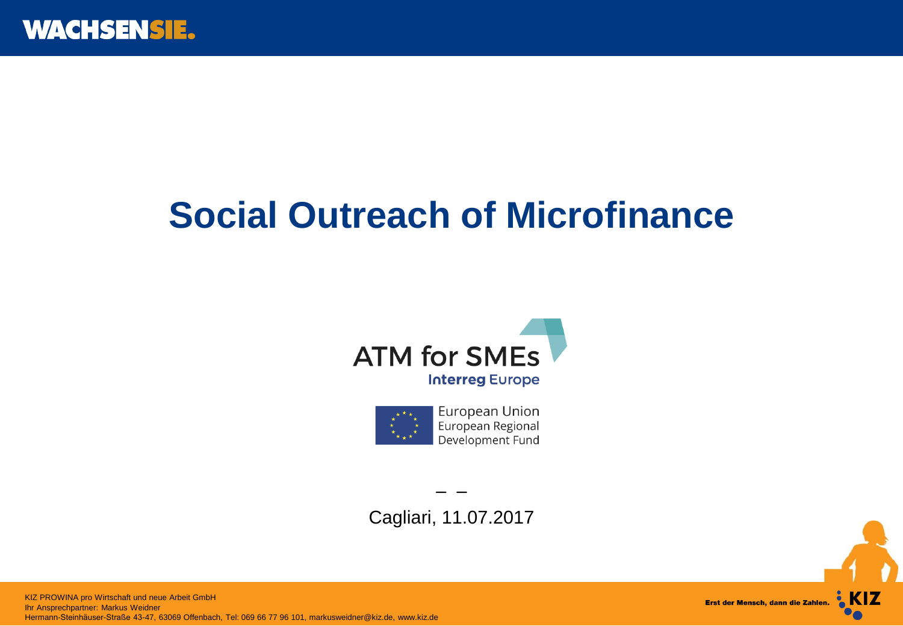WACHSENSIE.

# Social Outreach of Microfinance

ATM for SMEs
Interreg Europe

European Union
European Regional Development Fund

– –

Cagliari, 11.07.2017

KIZ PROWINA pro Wirtschaft und neue Arbeit GmbH
Ihr Ansprechpartner: Markus Weidner
Hermann-Steinhäuser-Straße 43-47, 63069 Offenbach, Tel: 069 66 77 96 101, markusweidner@kiz.de, www.kiz.de

Erst der Mensch, dann die Zahlen. KIZ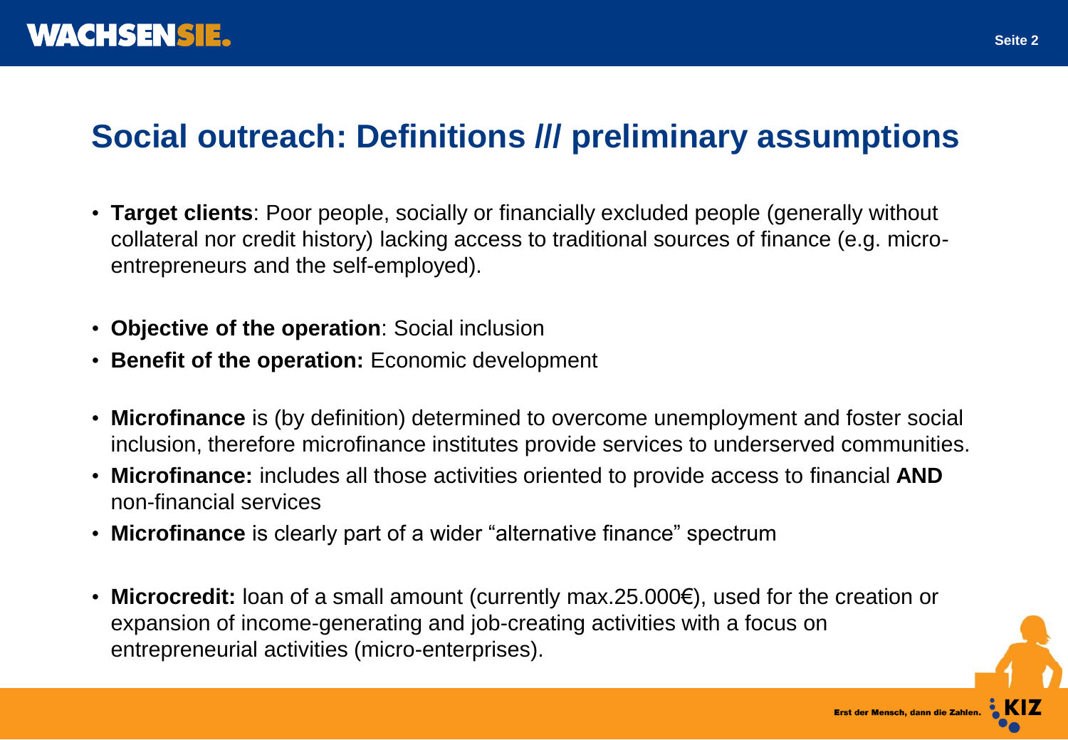# Social outreach: Definitions /// preliminary assumptions

- **Target clients**: Poor people, socially or financially excluded people (generally without collateral nor credit history) lacking access to traditional sources of finance (e.g. micro-entrepreneurs and the self-employed).

- **Objective of the operation**: Social inclusion
- **Benefit of the operation:** Economic development

- **Microfinance** is (by definition) determined to overcome unemployment and foster social inclusion, therefore microfinance institutes provide services to underserved communities.
- **Microfinance:** includes all those activities oriented to provide access to financial **AND** non-financial services
- **Microfinance** is clearly part of a wider “alternative finance” spectrum

- **Microcredit:** loan of a small amount (currently max.25.000€), used for the creation or expansion of income-generating and job-creating activities with a focus on entrepreneurial activities (micro-enterprises).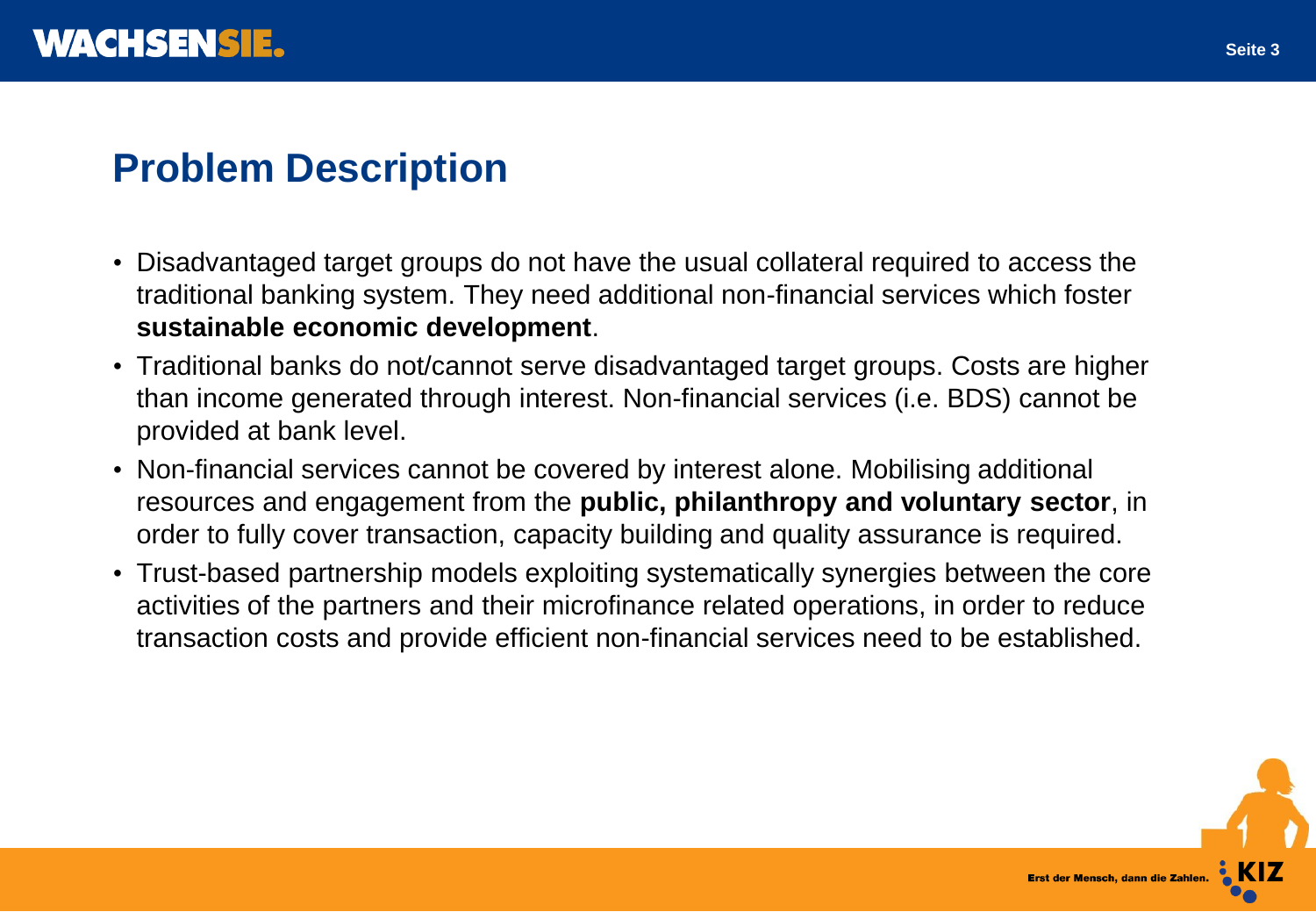## Problem Description

- Disadvantaged target groups do not have the usual collateral required to access the traditional banking system. They need additional non-financial services which foster **sustainable economic development**.
- Traditional banks do not/cannot serve disadvantaged target groups. Costs are higher than income generated through interest. Non-financial services (i.e. BDS) cannot be provided at bank level.
- Non-financial services cannot be covered by interest alone. Mobilising additional resources and engagement from the **public, philanthropy and voluntary sector**, in order to fully cover transaction, capacity building and quality assurance is required.
- Trust-based partnership models exploiting systematically synergies between the core activities of the partners and their microfinance related operations, in order to reduce transaction costs and provide efficient non-financial services need to be established.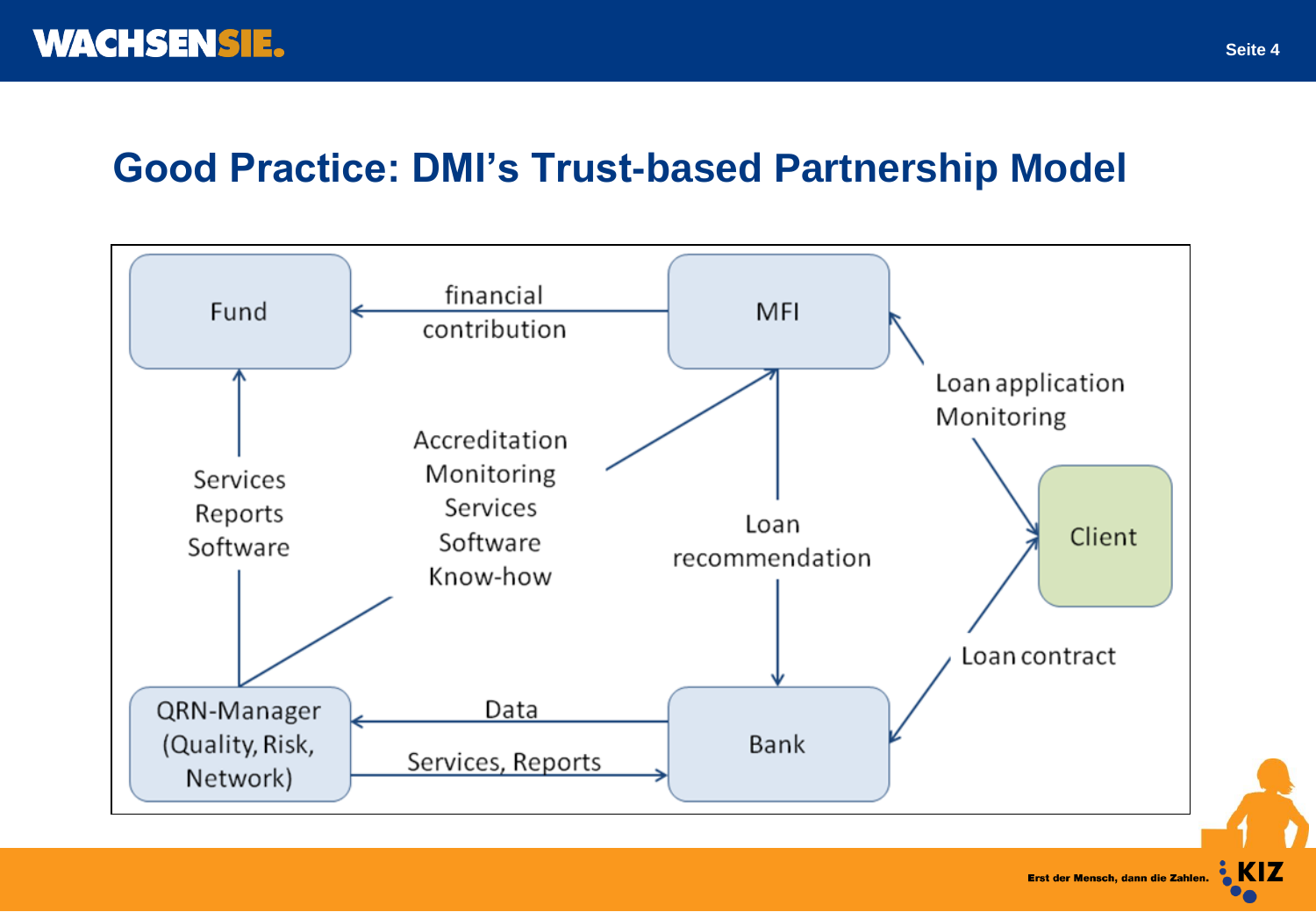# Good Practice: DMI's Trust-based Partnership Model

Fund

financial contribution

MFI

Loan application
Monitoring

Services
Reports
Software

Accreditation
Monitoring
Services
Software
Know-how

Loan recommendation

Client

Loan contract

QRN-Manager (Quality, Risk, Network)

Data

Services, Reports

Bank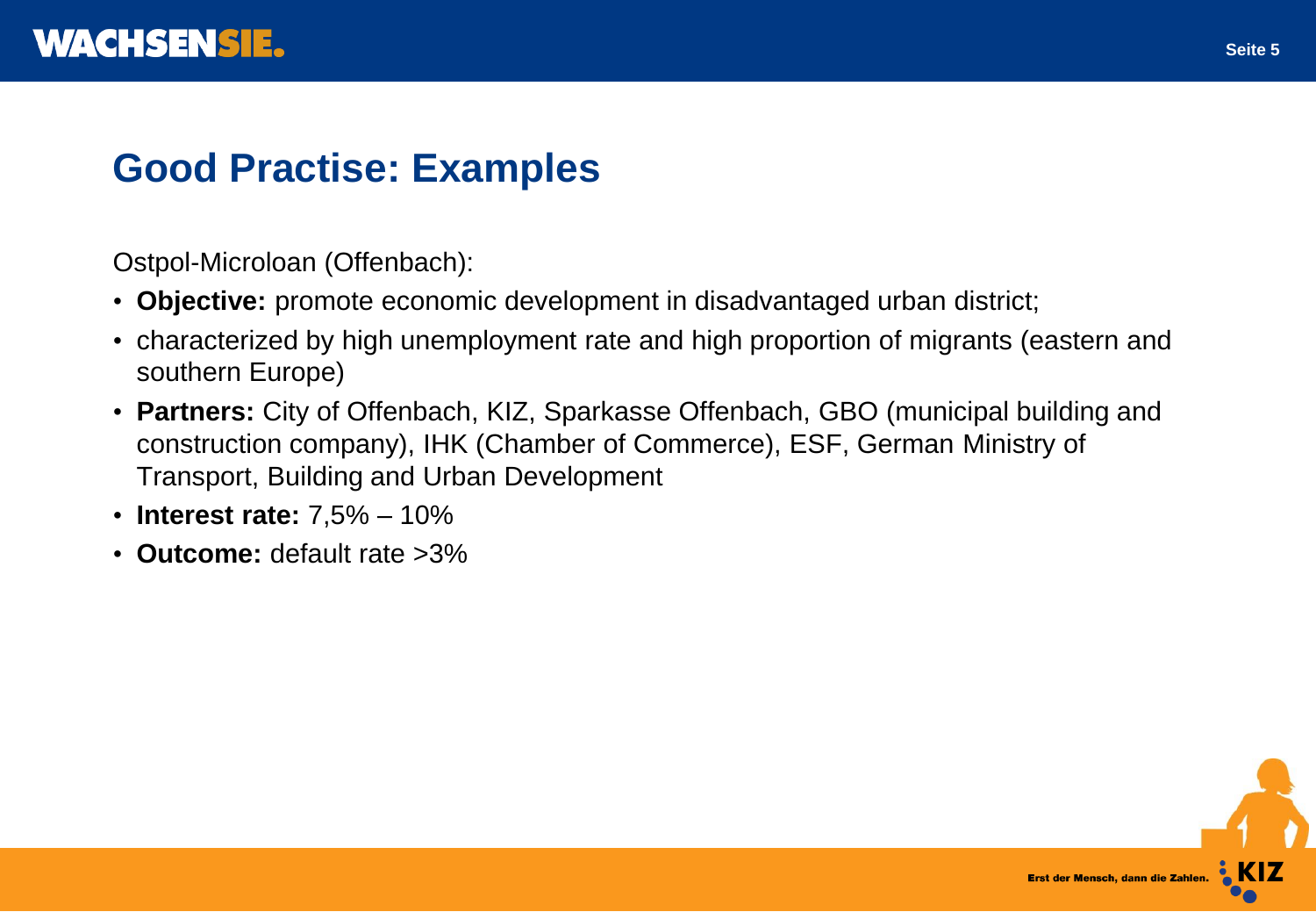# Good Practise: Examples

Ostpol-Microloan (Offenbach):

- **Objective:** promote economic development in disadvantaged urban district;
- characterized by high unemployment rate and high proportion of migrants (eastern and southern Europe)
- **Partners:** City of Offenbach, KIZ, Sparkasse Offenbach, GBO (municipal building and construction company), IHK (Chamber of Commerce), ESF, German Ministry of Transport, Building and Urban Development
- **Interest rate:** 7,5% – 10%
- **Outcome:** default rate >3%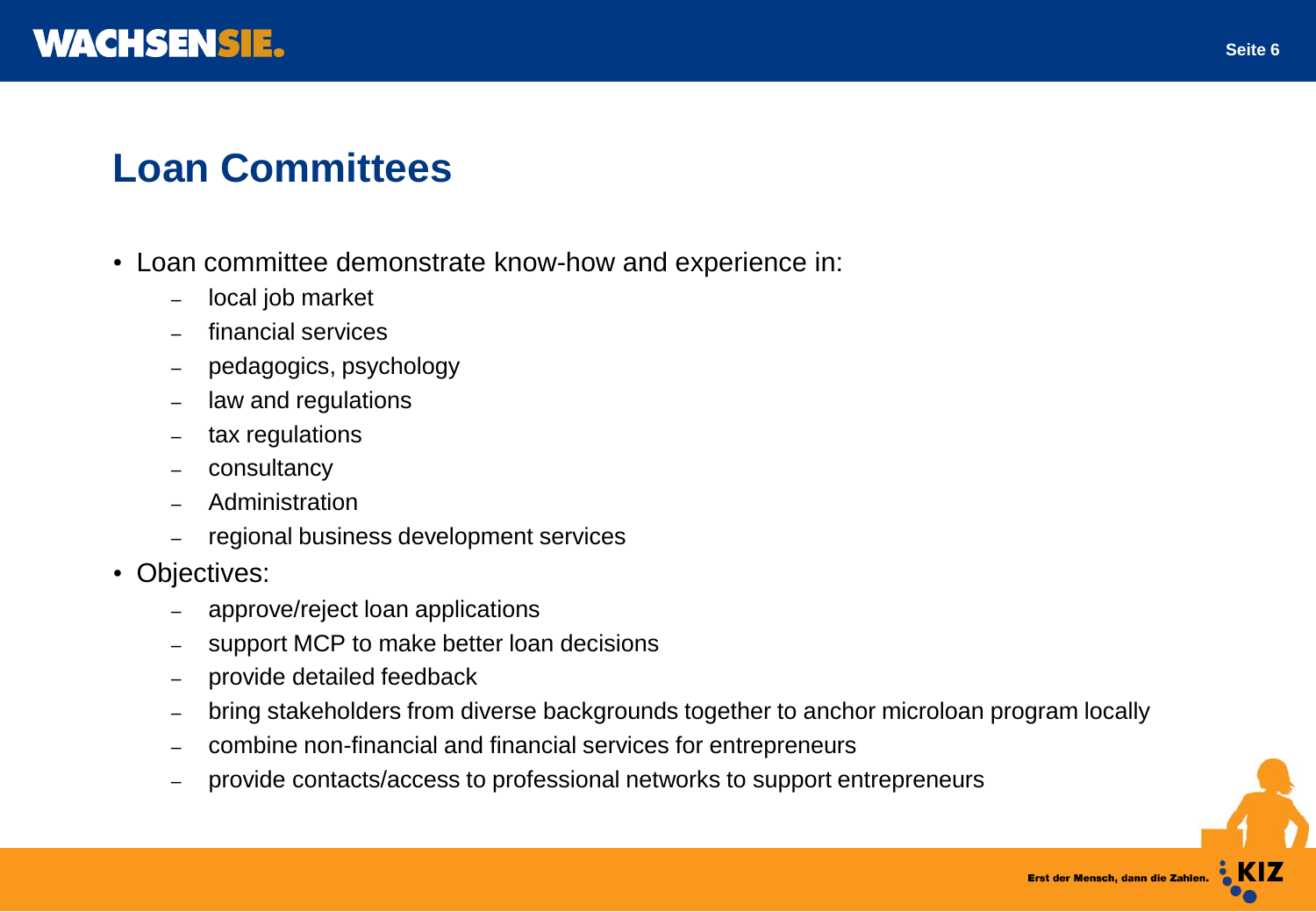## Loan Committees

- Loan committee demonstrate know-how and experience in:
  - local job market
  - financial services
  - pedagogics, psychology
  - law and regulations
  - tax regulations
  - consultancy
  - Administration
  - regional business development services
- Objectives:
  - approve/reject loan applications
  - support MCP to make better loan decisions
  - provide detailed feedback
  - bring stakeholders from diverse backgrounds together to anchor microloan program locally
  - combine non-financial and financial services for entrepreneurs
  - provide contacts/access to professional networks to support entrepreneurs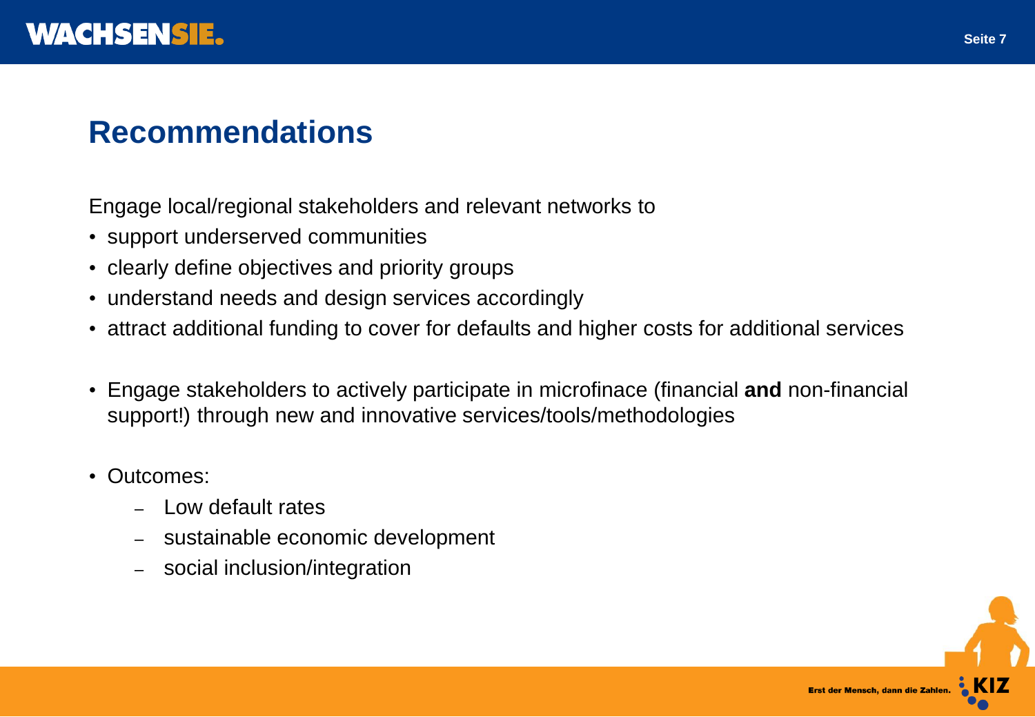# Recommendations

Engage local/regional stakeholders and relevant networks to

- support underserved communities
- clearly define objectives and priority groups
- understand needs and design services accordingly
- attract additional funding to cover for defaults and higher costs for additional services

- Engage stakeholders to actively participate in microfinace (financial **and** non-financial support!) through new and innovative services/tools/methodologies

- Outcomes:
  - Low default rates
  - sustainable economic development
  - social inclusion/integration